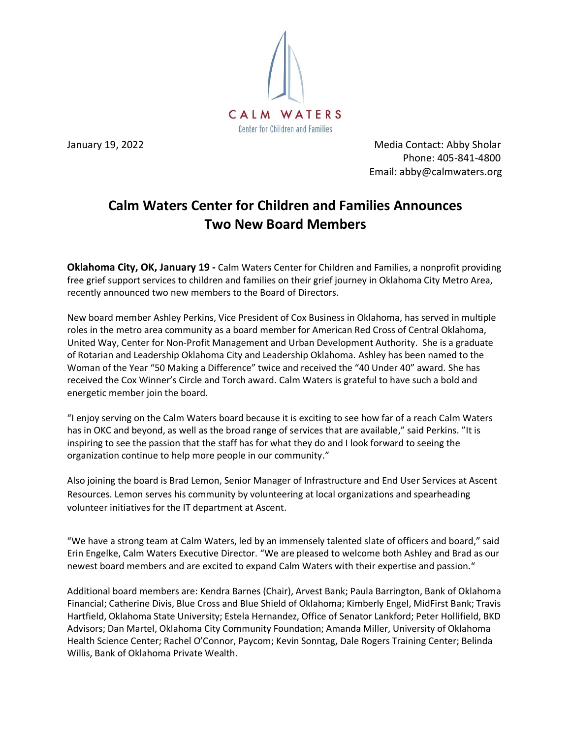CALM WATERS
Center for Children and Families

January 19, 2022

Media Contact: Abby Sholar
Phone: 405-841-4800
Email: abby@calmwaters.org

# Calm Waters Center for Children and Families Announces Two New Board Members

**Oklahoma City, OK, January 19 -** Calm Waters Center for Children and Families, a nonprofit providing free grief support services to children and families on their grief journey in Oklahoma City Metro Area, recently announced two new members to the Board of Directors.

New board member Ashley Perkins, Vice President of Cox Business in Oklahoma, has served in multiple roles in the metro area community as a board member for American Red Cross of Central Oklahoma, United Way, Center for Non-Profit Management and Urban Development Authority. She is a graduate of Rotarian and Leadership Oklahoma City and Leadership Oklahoma. Ashley has been named to the Woman of the Year "50 Making a Difference" twice and received the "40 Under 40" award. She has received the Cox Winner's Circle and Torch award. Calm Waters is grateful to have such a bold and energetic member join the board.

"I enjoy serving on the Calm Waters board because it is exciting to see how far of a reach Calm Waters has in OKC and beyond, as well as the broad range of services that are available," said Perkins. "It is inspiring to see the passion that the staff has for what they do and I look forward to seeing the organization continue to help more people in our community."

Also joining the board is Brad Lemon, Senior Manager of Infrastructure and End User Services at Ascent Resources. Lemon serves his community by volunteering at local organizations and spearheading volunteer initiatives for the IT department at Ascent.

"We have a strong team at Calm Waters, led by an immensely talented slate of officers and board," said Erin Engelke, Calm Waters Executive Director. "We are pleased to welcome both Ashley and Brad as our newest board members and are excited to expand Calm Waters with their expertise and passion."

Additional board members are: Kendra Barnes (Chair), Arvest Bank; Paula Barrington, Bank of Oklahoma Financial; Catherine Divis, Blue Cross and Blue Shield of Oklahoma; Kimberly Engel, MidFirst Bank; Travis Hartfield, Oklahoma State University; Estela Hernandez, Office of Senator Lankford; Peter Hollifield, BKD Advisors; Dan Martel, Oklahoma City Community Foundation; Amanda Miller, University of Oklahoma Health Science Center; Rachel O'Connor, Paycom; Kevin Sonntag, Dale Rogers Training Center; Belinda Willis, Bank of Oklahoma Private Wealth.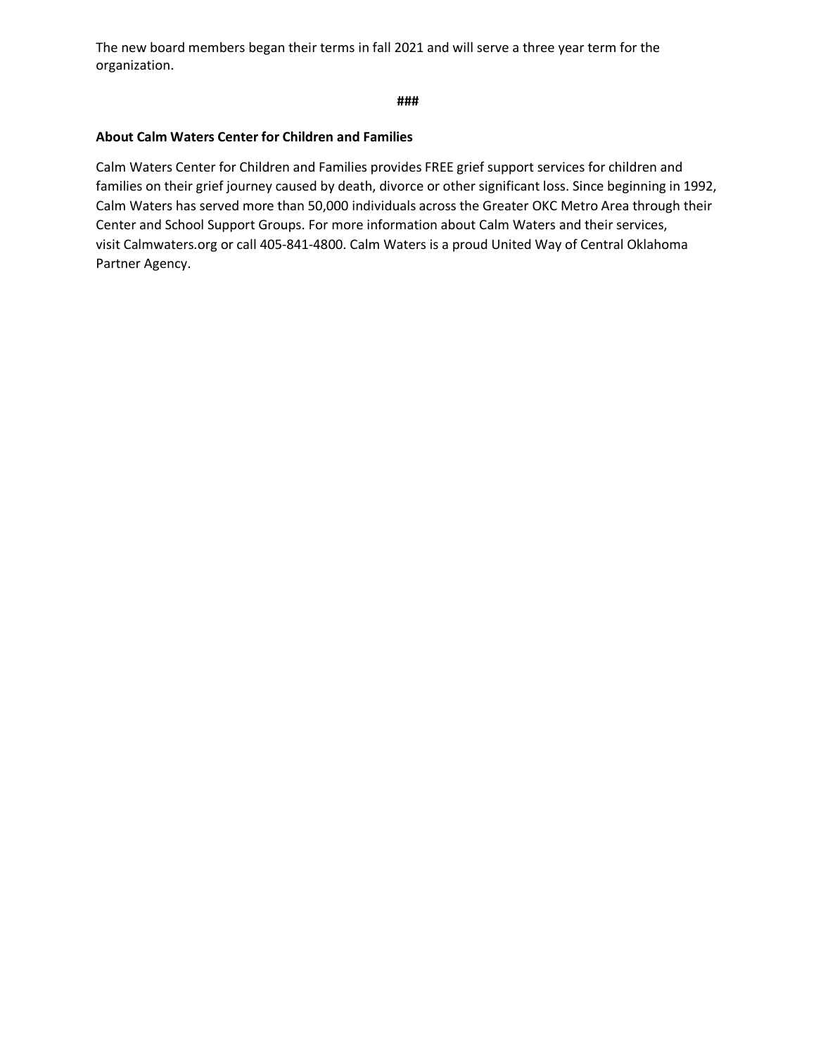The new board members began their terms in fall 2021 and will serve a three year term for the organization.

**###**

**About Calm Waters Center for Children and Families**

Calm Waters Center for Children and Families provides FREE grief support services for children and families on their grief journey caused by death, divorce or other significant loss. Since beginning in 1992, Calm Waters has served more than 50,000 individuals across the Greater OKC Metro Area through their Center and School Support Groups. For more information about Calm Waters and their services, visit Calmwaters.org or call 405-841-4800. Calm Waters is a proud United Way of Central Oklahoma Partner Agency.